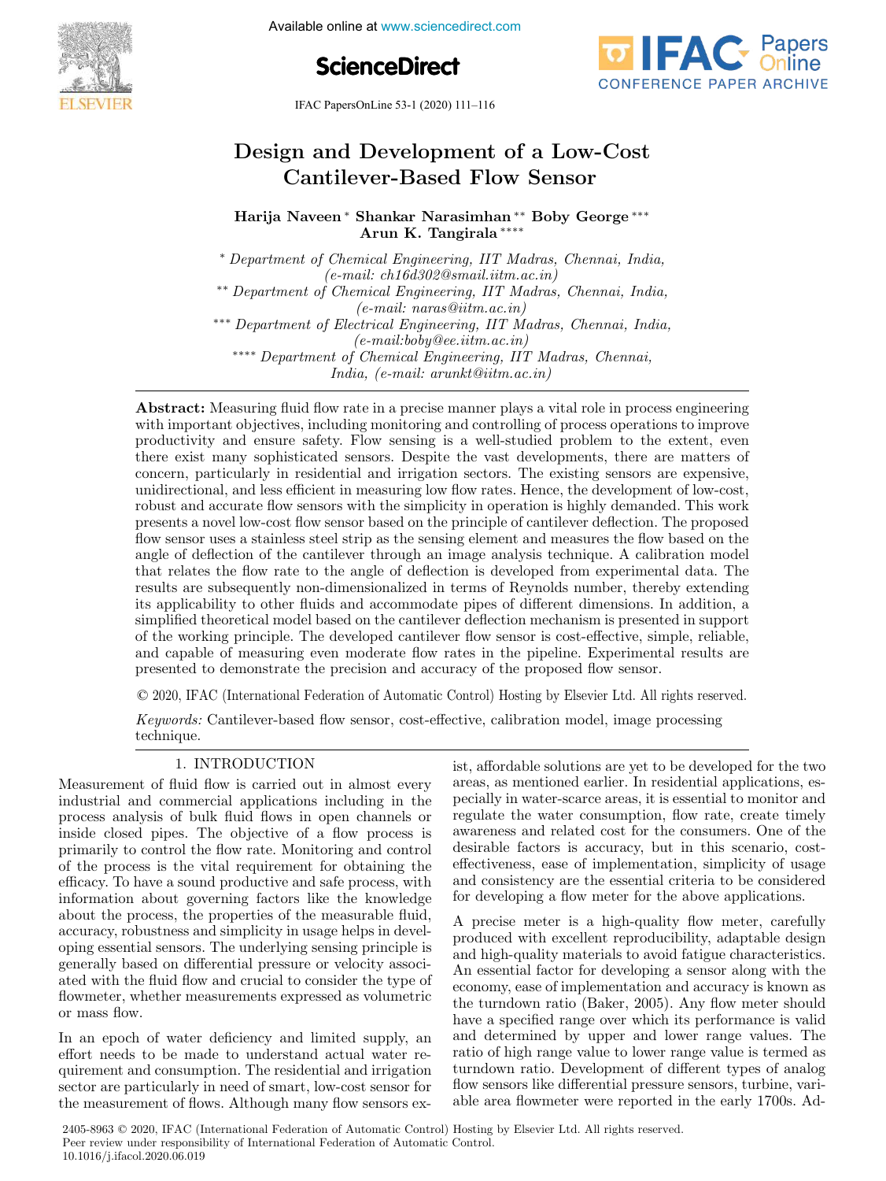# Design and Development of a Low-Cost Cantilever-Based Flow Sensor

**Harija Naveen** * **Shankar Narasimhan** ** **Boby George** *** **Arun K. Tangirala** ****

\* *Department of Chemical Engineering, IIT Madras, Chennai, India, (e-mail: ch16d302@smail.iitm.ac.in)*

\** *Department of Chemical Engineering, IIT Madras, Chennai, India, (e-mail: naras@iitm.ac.in)*

\*** *Department of Electrical Engineering, IIT Madras, Chennai, India, (e-mail:boby@ee.iitm.ac.in)*

\**** *Department of Chemical Engineering, IIT Madras, Chennai, India, (e-mail: arunkt@iitm.ac.in)*

**Abstract:** Measuring fluid flow rate in a precise manner plays a vital role in process engineering with important objectives, including monitoring and controlling of process operations to improve productivity and ensure safety. Flow sensing is a well-studied problem to the extent, even there exist many sophisticated sensors. Despite the vast developments, there are matters of concern, particularly in residential and irrigation sectors. The existing sensors are expensive, unidirectional, and less efficient in measuring low flow rates. Hence, the development of low-cost, robust and accurate flow sensors with the simplicity in operation is highly demanded. This work presents a novel low-cost flow sensor based on the principle of cantilever deflection. The proposed flow sensor uses a stainless steel strip as the sensing element and measures the flow based on the angle of deflection of the cantilever through an image analysis technique. A calibration model that relates the flow rate to the angle of deflection is developed from experimental data. The results are subsequently non-dimensionalized in terms of Reynolds number, thereby extending its applicability to other fluids and accommodate pipes of different dimensions. In addition, a simplified theoretical model based on the cantilever deflection mechanism is presented in support of the working principle. The developed cantilever flow sensor is cost-effective, simple, reliable, and capable of measuring even moderate flow rates in the pipeline. Experimental results are presented to demonstrate the precision and accuracy of the proposed flow sensor.

© 2020, IFAC (International Federation of Automatic Control) Hosting by Elsevier Ltd. All rights reserved.

*Keywords:* Cantilever-based flow sensor, cost-effective, calibration model, image processing technique.

## 1. INTRODUCTION

Measurement of fluid flow is carried out in almost every industrial and commercial applications including in the process analysis of bulk fluid flows in open channels or inside closed pipes. The objective of a flow process is primarily to control the flow rate. Monitoring and control of the process is the vital requirement for obtaining the efficacy. To have a sound productive and safe process, with information about governing factors like the knowledge about the process, the properties of the measurable fluid, accuracy, robustness and simplicity in usage helps in developing essential sensors. The underlying sensing principle is generally based on differential pressure or velocity associated with the fluid flow and crucial to consider the type of flowmeter, whether measurements expressed as volumetric or mass flow.

In an epoch of water deficiency and limited supply, an effort needs to be made to understand actual water requirement and consumption. The residential and irrigation sector are particularly in need of smart, low-cost sensor for the measurement of flows. Although many flow sensors exist, affordable solutions are yet to be developed for the two areas, as mentioned earlier. In residential applications, especially in water-scarce areas, it is essential to monitor and regulate the water consumption, flow rate, create timely awareness and related cost for the consumers. One of the desirable factors is accuracy, but in this scenario, cost-effectiveness, ease of implementation, simplicity of usage and consistency are the essential criteria to be considered for developing a flow meter for the above applications.

A precise meter is a high-quality flow meter, carefully produced with excellent reproducibility, adaptable design and high-quality materials to avoid fatigue characteristics. An essential factor for developing a sensor along with the economy, ease of implementation and accuracy is known as the turndown ratio (Baker, 2005). Any flow meter should have a specified range over which its performance is valid and determined by upper and lower range values. The ratio of high range value to lower range value is termed as turndown ratio. Development of different types of analog flow sensors like differential pressure sensors, turbine, variable area flowmeter were reported in the early 1700s. Ad-

2405-8963 © 2020, IFAC (International Federation of Automatic Control) Hosting by Elsevier Ltd. All rights reserved.
Peer review under responsibility of International Federation of Automatic Control.
10.1016/j.ifacol.2020.06.019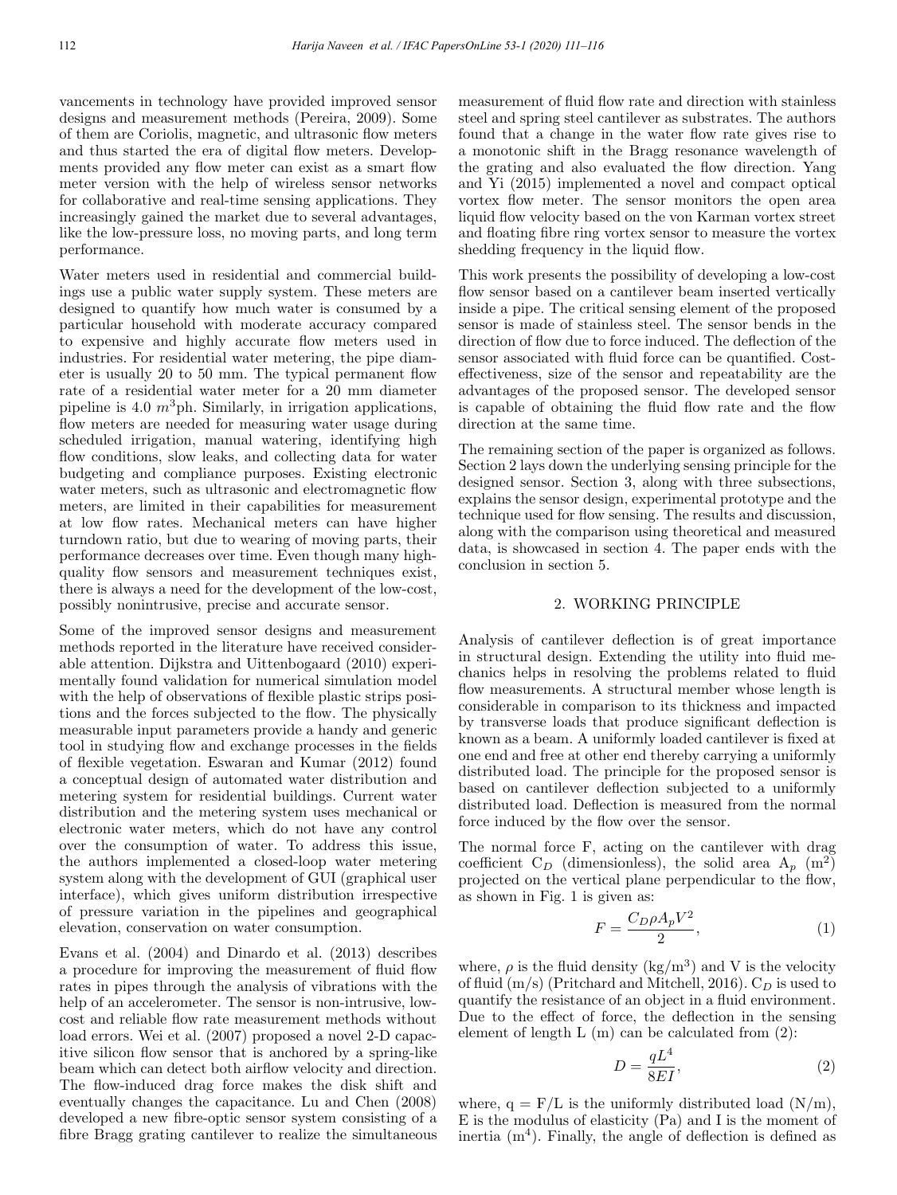vancements in technology have provided improved sensor designs and measurement methods (Pereira, 2009). Some of them are Coriolis, magnetic, and ultrasonic flow meters and thus started the era of digital flow meters. Developments provided any flow meter can exist as a smart flow meter version with the help of wireless sensor networks for collaborative and real-time sensing applications. They increasingly gained the market due to several advantages, like the low-pressure loss, no moving parts, and long term performance.

Water meters used in residential and commercial buildings use a public water supply system. These meters are designed to quantify how much water is consumed by a particular household with moderate accuracy compared to expensive and highly accurate flow meters used in industries. For residential water metering, the pipe diameter is usually 20 to 50 mm. The typical permanent flow rate of a residential water meter for a 20 mm diameter pipeline is 4.0 $m^3$ph. Similarly, in irrigation applications, flow meters are needed for measuring water usage during scheduled irrigation, manual watering, identifying high flow conditions, slow leaks, and collecting data for water budgeting and compliance purposes. Existing electronic water meters, such as ultrasonic and electromagnetic flow meters, are limited in their capabilities for measurement at low flow rates. Mechanical meters can have higher turndown ratio, but due to wearing of moving parts, their performance decreases over time. Even though many high-quality flow sensors and measurement techniques exist, there is always a need for the development of the low-cost, possibly nonintrusive, precise and accurate sensor.

Some of the improved sensor designs and measurement methods reported in the literature have received considerable attention. Dijkstra and Uittenbogaard (2010) experimentally found validation for numerical simulation model with the help of observations of flexible plastic strips positions and the forces subjected to the flow. The physically measurable input parameters provide a handy and generic tool in studying flow and exchange processes in the fields of flexible vegetation. Eswaran and Kumar (2012) found a conceptual design of automated water distribution and metering system for residential buildings. Current water distribution and the metering system uses mechanical or electronic water meters, which do not have any control over the consumption of water. To address this issue, the authors implemented a closed-loop water metering system along with the development of GUI (graphical user interface), which gives uniform distribution irrespective of pressure variation in the pipelines and geographical elevation, conservation on water consumption.

Evans et al. (2004) and Dinardo et al. (2013) describes a procedure for improving the measurement of fluid flow rates in pipes through the analysis of vibrations with the help of an accelerometer. The sensor is non-intrusive, low-cost and reliable flow rate measurement methods without load errors. Wei et al. (2007) proposed a novel 2-D capacitive silicon flow sensor that is anchored by a spring-like beam which can detect both airflow velocity and direction. The flow-induced drag force makes the disk shift and eventually changes the capacitance. Lu and Chen (2008) developed a new fibre-optic sensor system consisting of a fibre Bragg grating cantilever to realize the simultaneous measurement of fluid flow rate and direction with stainless steel and spring steel cantilever as substrates. The authors found that a change in the water flow rate gives rise to a monotonic shift in the Bragg resonance wavelength of the grating and also evaluated the flow direction. Yang and Yi (2015) implemented a novel and compact optical vortex flow meter. The sensor monitors the open area liquid flow velocity based on the von Karman vortex street and floating fibre ring vortex sensor to measure the vortex shedding frequency in the liquid flow.

This work presents the possibility of developing a low-cost flow sensor based on a cantilever beam inserted vertically inside a pipe. The critical sensing element of the proposed sensor is made of stainless steel. The sensor bends in the direction of flow due to force induced. The deflection of the sensor associated with fluid force can be quantified. Cost-effectiveness, size of the sensor and repeatability are the advantages of the proposed sensor. The developed sensor is capable of obtaining the fluid flow rate and the flow direction at the same time.

The remaining section of the paper is organized as follows. Section 2 lays down the underlying sensing principle for the designed sensor. Section 3, along with three subsections, explains the sensor design, experimental prototype and the technique used for flow sensing. The results and discussion, along with the comparison using theoretical and measured data, is showcased in section 4. The paper ends with the conclusion in section 5.

## 2. WORKING PRINCIPLE

Analysis of cantilever deflection is of great importance in structural design. Extending the utility into fluid mechanics helps in resolving the problems related to fluid flow measurements. A structural member whose length is considerable in comparison to its thickness and impacted by transverse loads that produce significant deflection is known as a beam. A uniformly loaded cantilever is fixed at one end and free at other end thereby carrying a uniformly distributed load. The principle for the proposed sensor is based on cantilever deflection subjected to a uniformly distributed load. Deflection is measured from the normal force induced by the flow over the sensor.

The normal force F, acting on the cantilever with drag coefficient $C_D$ (dimensionless), the solid area $A_p$ ($m^2$) projected on the vertical plane perpendicular to the flow, as shown in Fig. 1 is given as:

$$F = \frac{C_D \rho A_p V^2}{2}, \tag{1}$$

where, $\rho$ is the fluid density ($kg/m^3$) and V is the velocity of fluid (m/s) (Pritchard and Mitchell, 2016). $C_D$ is used to quantify the resistance of an object in a fluid environment. Due to the effect of force, the deflection in the sensing element of length L (m) can be calculated from (2):

$$D = \frac{qL^4}{8EI}, \tag{2}$$

where, $q = F/L$ is the uniformly distributed load (N/m), E is the modulus of elasticity (Pa) and I is the moment of inertia ($m^4$). Finally, the angle of deflection is defined as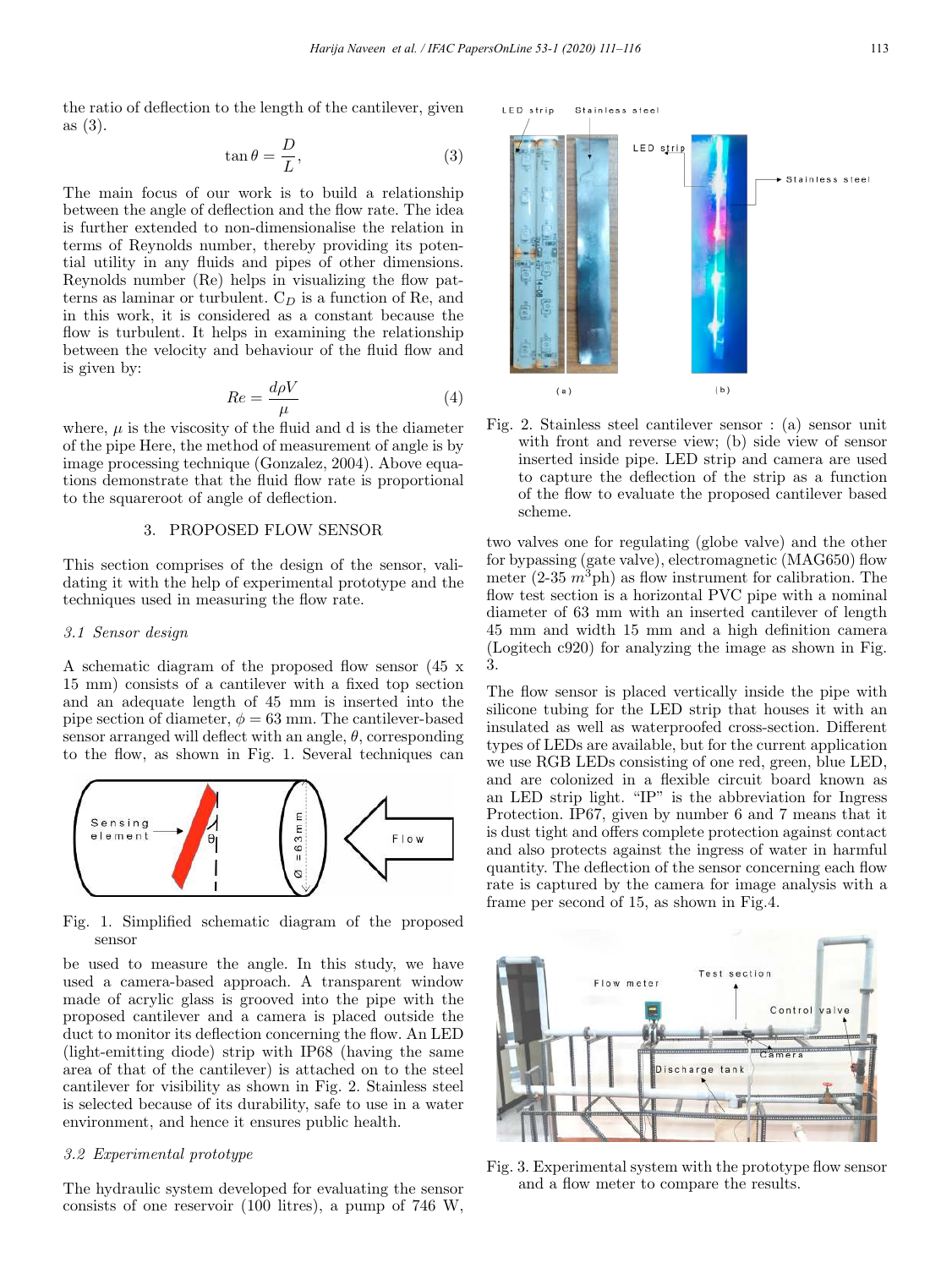the ratio of deflection to the length of the cantilever, given as (3).

$$\tan\theta = \frac{D}{L}, \tag{3}$$

The main focus of our work is to build a relationship between the angle of deflection and the flow rate. The idea is further extended to non-dimensionalise the relation in terms of Reynolds number, thereby providing its potential utility in any fluids and pipes of other dimensions. Reynolds number (Re) helps in visualizing the flow patterns as laminar or turbulent. $C_D$ is a function of Re, and in this work, it is considered as a constant because the flow is turbulent. It helps in examining the relationship between the velocity and behaviour of the fluid flow and is given by:

$$Re = \frac{d\rho V}{\mu} \tag{4}$$

where, $\mu$ is the viscosity of the fluid and d is the diameter of the pipe Here, the method of measurement of angle is by image processing technique (Gonzalez, 2004). Above equations demonstrate that the fluid flow rate is proportional to the squareroot of angle of deflection.

## 3. PROPOSED FLOW SENSOR

This section comprises of the design of the sensor, validating it with the help of experimental prototype and the techniques used in measuring the flow rate.

### 3.1 Sensor design

A schematic diagram of the proposed flow sensor (45 x 15 mm) consists of a cantilever with a fixed top section and an adequate length of 45 mm is inserted into the pipe section of diameter, $\phi = 63$ mm. The cantilever-based sensor arranged will deflect with an angle, $\theta$, corresponding to the flow, as shown in Fig. 1. Several techniques can be used to measure the angle. In this study, we have used a camera-based approach. A transparent window made of acrylic glass is grooved into the pipe with the proposed cantilever and a camera is placed outside the duct to monitor its deflection concerning the flow. An LED (light-emitting diode) strip with IP68 (having the same area of that of the cantilever) is attached on to the steel cantilever for visibility as shown in Fig. 2. Stainless steel is selected because of its durability, safe to use in a water environment, and hence it ensures public health.

Fig. 1. Simplified schematic diagram of the proposed sensor

### 3.2 Experimental prototype

The hydraulic system developed for evaluating the sensor consists of one reservoir (100 litres), a pump of 746 W, two valves one for regulating (globe valve) and the other for bypassing (gate valve), electromagnetic (MAG650) flow meter (2-35 $m^3$ph) as flow instrument for calibration. The flow test section is a horizontal PVC pipe with a nominal diameter of 63 mm with an inserted cantilever of length 45 mm and width 15 mm and a high definition camera (Logitech c920) for analyzing the image as shown in Fig. 3.

Fig. 2. Stainless steel cantilever sensor : (a) sensor unit with front and reverse view; (b) side view of sensor inserted inside pipe. LED strip and camera are used to capture the deflection of the strip as a function of the flow to evaluate the proposed cantilever based scheme.

The flow sensor is placed vertically inside the pipe with silicone tubing for the LED strip that houses it with an insulated as well as waterproofed cross-section. Different types of LEDs are available, but for the current application we use RGB LEDs consisting of one red, green, blue LED, and are colonized in a flexible circuit board known as an LED strip light. "IP" is the abbreviation for Ingress Protection. IP67, given by number 6 and 7 means that it is dust tight and offers complete protection against contact and also protects against the ingress of water in harmful quantity. The deflection of the sensor concerning each flow rate is captured by the camera for image analysis with a frame per second of 15, as shown in Fig.4.

Fig. 3. Experimental system with the prototype flow sensor and a flow meter to compare the results.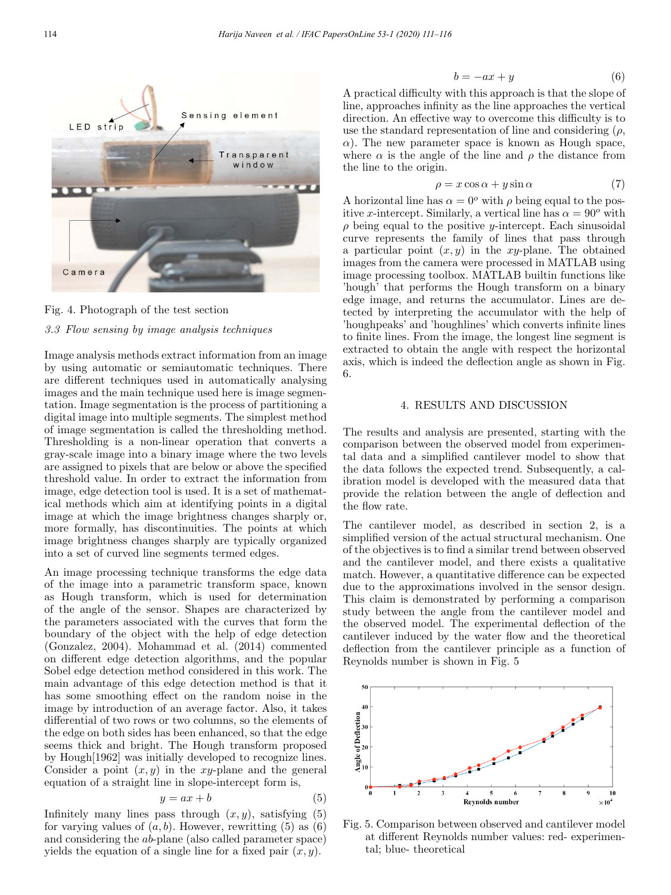Fig. 4. Photograph of the test section

### 3.3 Flow sensing by image analysis techniques

Image analysis methods extract information from an image by using automatic or semiautomatic techniques. There are different techniques used in automatically analysing images and the main technique used here is image segmentation. Image segmentation is the process of partitioning a digital image into multiple segments. The simplest method of image segmentation is called the thresholding method. Thresholding is a non-linear operation that converts a gray-scale image into a binary image where the two levels are assigned to pixels that are below or above the specified threshold value. In order to extract the information from image, edge detection tool is used. It is a set of mathematical methods which aim at identifying points in a digital image at which the image brightness changes sharply or, more formally, has discontinuities. The points at which image brightness changes sharply are typically organized into a set of curved line segments termed edges.

An image processing technique transforms the edge data of the image into a parametric transform space, known as Hough transform, which is used for determination of the angle of the sensor. Shapes are characterized by the parameters associated with the curves that form the boundary of the object with the help of edge detection (Gonzalez, 2004). Mohammad et al. (2014) commented on different edge detection algorithms, and the popular Sobel edge detection method considered in this work. The main advantage of this edge detection method is that it has some smoothing effect on the random noise in the image by introduction of an average factor. Also, it takes differential of two rows or two columns, so the elements of the edge on both sides has been enhanced, so that the edge seems thick and bright. The Hough transform proposed by Hough[1962] was initially developed to recognize lines. Consider a point $(x, y)$ in the $xy$-plane and the general equation of a straight line in slope-intercept form is,

$$y = ax + b \tag{5}$$

Infinitely many lines pass through $(x, y)$, satisfying (5) for varying values of $(a, b)$. However, rewritting (5) as (6) and considering the $ab$-plane (also called parameter space) yields the equation of a single line for a fixed pair $(x, y)$.

$$b = -ax + y \tag{6}$$

A practical difficulty with this approach is that the slope of line, approaches infinity as the line approaches the vertical direction. An effective way to overcome this difficulty is to use the standard representation of line and considering ($\rho$, $\alpha$). The new parameter space is known as Hough space, where $\alpha$ is the angle of the line and $\rho$ the distance from the line to the origin.

$$\rho = x \cos \alpha + y \sin \alpha \tag{7}$$

A horizontal line has $\alpha = 0^o$ with $\rho$ being equal to the positive $x$-intercept. Similarly, a vertical line has $\alpha = 90^o$ with $\rho$ being equal to the positive $y$-intercept. Each sinusoidal curve represents the family of lines that pass through a particular point $(x, y)$ in the $xy$-plane. The obtained images from the camera were processed in MATLAB using image processing toolbox. MATLAB builtin functions like 'hough' that performs the Hough transform on a binary edge image, and returns the accumulator. Lines are detected by interpreting the accumulator with the help of 'houghpeaks' and 'houghlines' which converts infinite lines to finite lines. From the image, the longest line segment is extracted to obtain the angle with respect the horizontal axis, which is indeed the deflection angle as shown in Fig. 6.

## 4. RESULTS AND DISCUSSION

The results and analysis are presented, starting with the comparison between the observed model from experimental data and a simplified cantilever model to show that the data follows the expected trend. Subsequently, a calibration model is developed with the measured data that provide the relation between the angle of deflection and the flow rate.

The cantilever model, as described in section 2, is a simplified version of the actual structural mechanism. One of the objectives is to find a similar trend between observed and the cantilever model, and there exists a qualitative match. However, a quantitative difference can be expected due to the approximations involved in the sensor design. This claim is demonstrated by performing a comparison study between the angle from the cantilever model and the observed model. The experimental deflection of the cantilever induced by the water flow and the theoretical deflection from the cantilever principle as a function of Reynolds number is shown in Fig. 5

Fig. 5. Comparison between observed and cantilever model at different Reynolds number values: red- experimental; blue- theoretical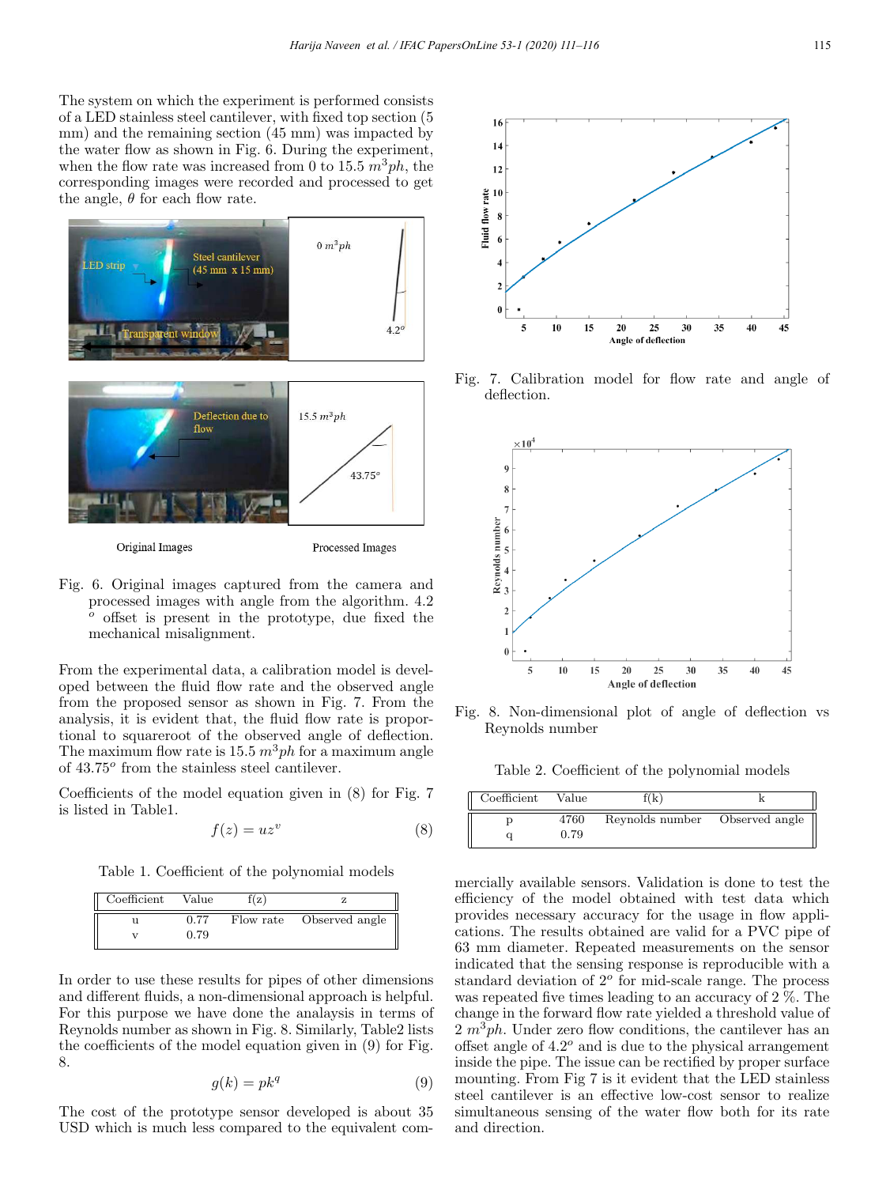The system on which the experiment is performed consists of a LED stainless steel cantilever, with fixed top section (5 mm) and the remaining section (45 mm) was impacted by the water flow as shown in Fig. 6. During the experiment, when the flow rate was increased from 0 to 15.5 $m^3ph$, the corresponding images were recorded and processed to get the angle, $\theta$ for each flow rate.

Fig. 6. Original images captured from the camera and processed images with angle from the algorithm. 4.2 $^o$ offset is present in the prototype, due fixed the mechanical misalignment.

From the experimental data, a calibration model is developed between the fluid flow rate and the observed angle from the proposed sensor as shown in Fig. 7. From the analysis, it is evident that, the fluid flow rate is proportional to squareroot of the observed angle of deflection. The maximum flow rate is 15.5 $m^3ph$ for a maximum angle of 43.75$^o$ from the stainless steel cantilever.

Coefficients of the model equation given in (8) for Fig. 7 is listed in Table1.

$$f(z) = uz^v \tag{8}$$

Table 1. Coefficient of the polynomial models

| Coefficient | Value | f(z) | z |
|---|---|---|---|
| u | 0.77 | Flow rate | Observed angle |
| v | 0.79 | | |

In order to use these results for pipes of other dimensions and different fluids, a non-dimensional approach is helpful. For this purpose we have done the analysis in terms of Reynolds number as shown in Fig. 8. Similarly, Table2 lists the coefficients of the model equation given in (9) for Fig. 8.

$$g(k) = pk^q \tag{9}$$

The cost of the prototype sensor developed is about 35 USD which is much less compared to the equivalent commercially available sensors. Validation is done to test the efficiency of the model obtained with test data which provides necessary accuracy for the usage in flow applications. The results obtained are valid for a PVC pipe of 63 mm diameter. Repeated measurements on the sensor indicated that the sensing response is reproducible with a standard deviation of 2$^o$ for mid-scale range. The process was repeated five times leading to an accuracy of 2 %. The change in the forward flow rate yielded a threshold value of 2 $m^3ph$. Under zero flow conditions, the cantilever has an offset angle of 4.2$^o$ and is due to the physical arrangement inside the pipe. The issue can be rectified by proper surface mounting. From Fig 7 is it evident that the LED stainless steel cantilever is an effective low-cost sensor to realize simultaneous sensing of the water flow both for its rate and direction.

Fig. 7. Calibration model for flow rate and angle of deflection.

Fig. 8. Non-dimensional plot of angle of deflection vs Reynolds number

Table 2. Coefficient of the polynomial models

| Coefficient | Value | f(k) | k |
|---|---|---|---|
| p | 4760 | Reynolds number | Observed angle |
| q | 0.79 | | |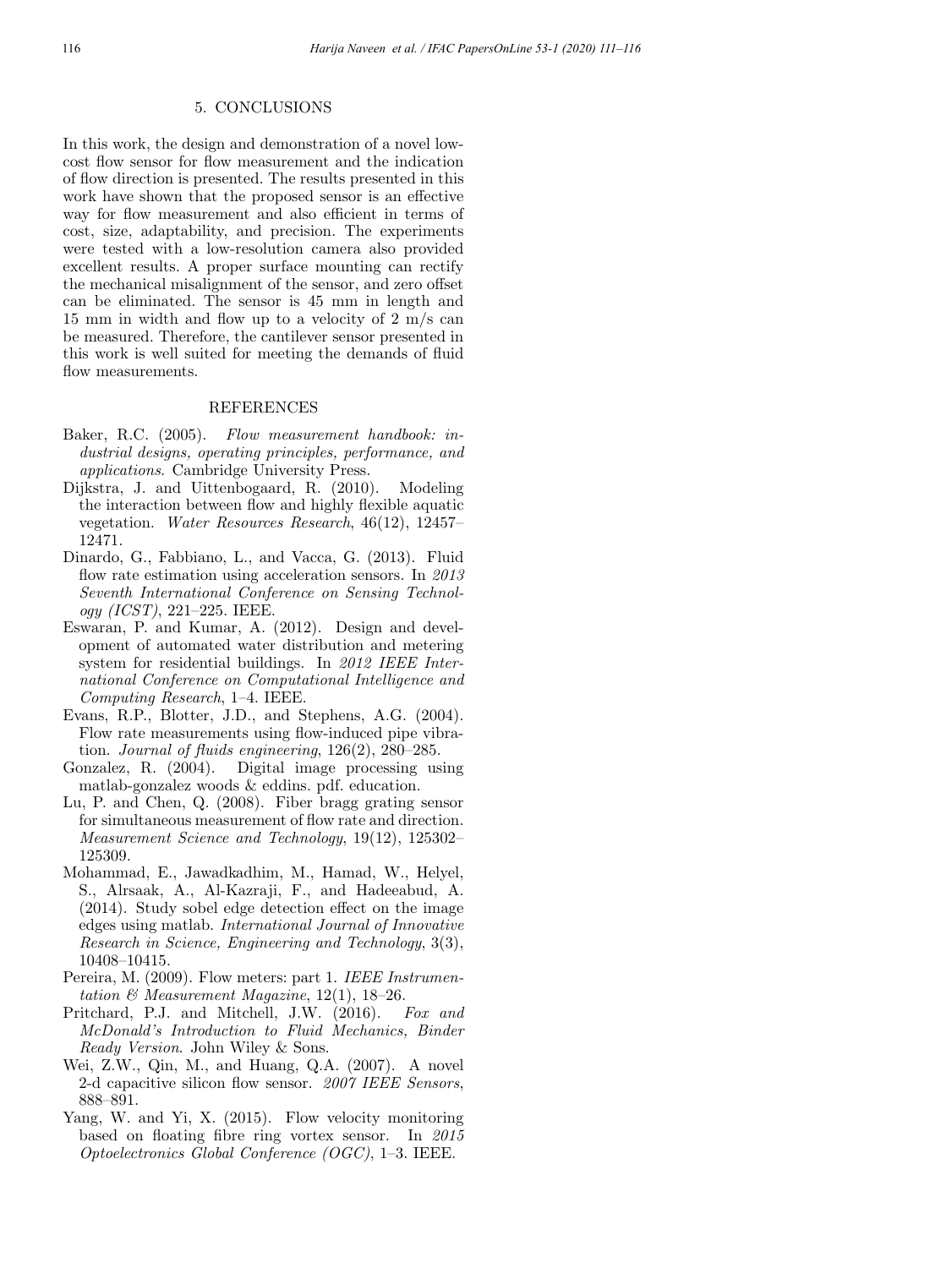## 5. CONCLUSIONS

In this work, the design and demonstration of a novel low-cost flow sensor for flow measurement and the indication of flow direction is presented. The results presented in this work have shown that the proposed sensor is an effective way for flow measurement and also efficient in terms of cost, size, adaptability, and precision. The experiments were tested with a low-resolution camera also provided excellent results. A proper surface mounting can rectify the mechanical misalignment of the sensor, and zero offset can be eliminated. The sensor is 45 mm in length and 15 mm in width and flow up to a velocity of 2 m/s can be measured. Therefore, the cantilever sensor presented in this work is well suited for meeting the demands of fluid flow measurements.

## REFERENCES

Baker, R.C. (2005). *Flow measurement handbook: industrial designs, operating principles, performance, and applications*. Cambridge University Press.

Dijkstra, J. and Uittenbogaard, R. (2010). Modeling the interaction between flow and highly flexible aquatic vegetation. *Water Resources Research*, 46(12), 12457–12471.

Dinardo, G., Fabbiano, L., and Vacca, G. (2013). Fluid flow rate estimation using acceleration sensors. In *2013 Seventh International Conference on Sensing Technology (ICST)*, 221–225. IEEE.

Eswaran, P. and Kumar, A. (2012). Design and development of automated water distribution and metering system for residential buildings. In *2012 IEEE International Conference on Computational Intelligence and Computing Research*, 1–4. IEEE.

Evans, R.P., Blotter, J.D., and Stephens, A.G. (2004). Flow rate measurements using flow-induced pipe vibration. *Journal of fluids engineering*, 126(2), 280–285.

Gonzalez, R. (2004). Digital image processing using matlab-gonzalez woods & eddins. pdf. education.

Lu, P. and Chen, Q. (2008). Fiber bragg grating sensor for simultaneous measurement of flow rate and direction. *Measurement Science and Technology*, 19(12), 125302–125309.

Mohammad, E., Jawadkadhim, M., Hamad, W., Helyel, S., Alrsaak, A., Al-Kazraji, F., and Hadeeabud, A. (2014). Study sobel edge detection effect on the image edges using matlab. *International Journal of Innovative Research in Science, Engineering and Technology*, 3(3), 10408–10415.

Pereira, M. (2009). Flow meters: part 1. *IEEE Instrumentation & Measurement Magazine*, 12(1), 18–26.

Pritchard, P.J. and Mitchell, J.W. (2016). *Fox and McDonald's Introduction to Fluid Mechanics, Binder Ready Version*. John Wiley & Sons.

Wei, Z.W., Qin, M., and Huang, Q.A. (2007). A novel 2-d capacitive silicon flow sensor. *2007 IEEE Sensors*, 888–891.

Yang, W. and Yi, X. (2015). Flow velocity monitoring based on floating fibre ring vortex sensor. In *2015 Optoelectronics Global Conference (OGC)*, 1–3. IEEE.